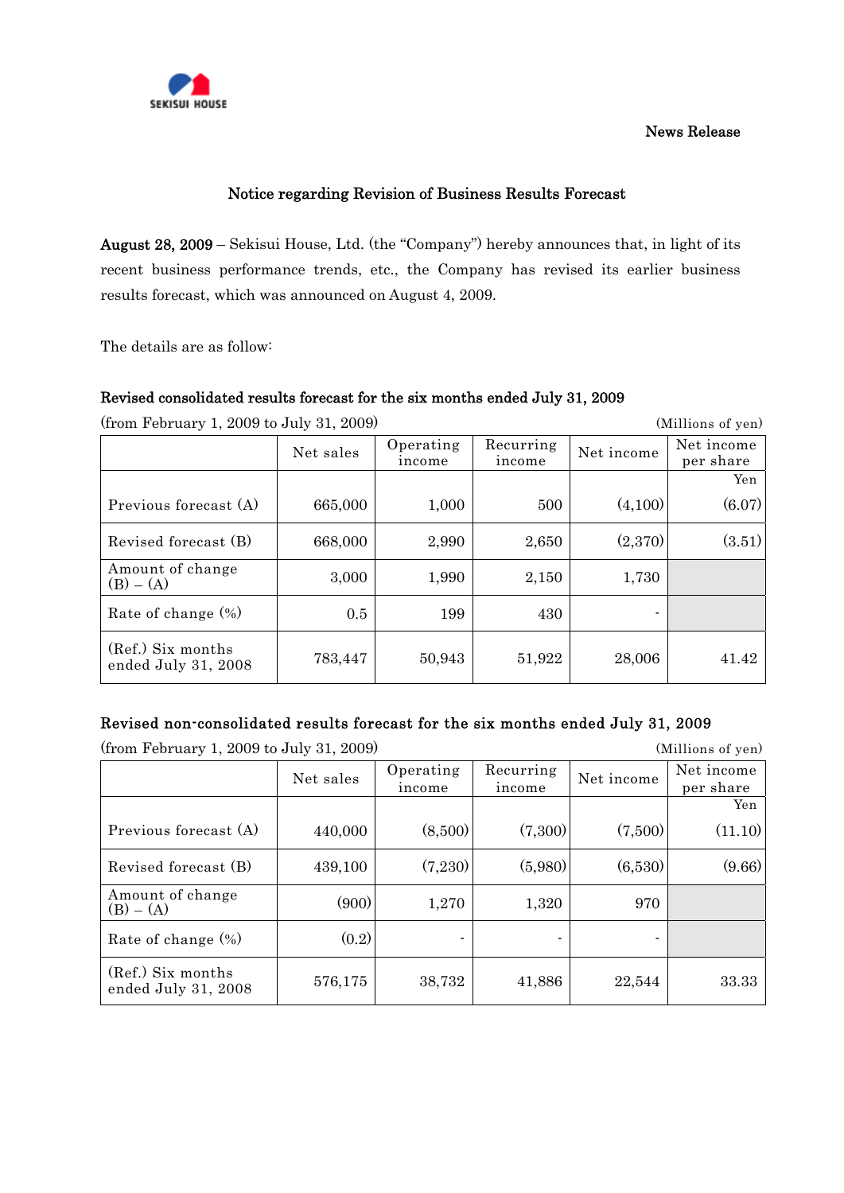SEKISUI HOUSE

News Release

# Notice regarding Revision of Business Results Forecast

**August 28, 2009** – Sekisui House, Ltd. (the "Company") hereby announces that, in light of its recent business performance trends, etc., the Company has revised its earlier business results forecast, which was announced on August 4, 2009.

The details are as follow:

## Revised consolidated results forecast for the six months ended July 31, 2009

(from February 1, 2009 to July 31, 2009) (Millions of yen)

| | Net sales | Operating income | Recurring income | Net income | Net income per share |
|---|---|---|---|---|---|
| | | | | | Yen |
| Previous forecast (A) | 665,000 | 1,000 | 500 | (4,100) | (6.07) |
| Revised forecast (B) | 668,000 | 2,990 | 2,650 | (2,370) | (3.51) |
| Amount of change (B) – (A) | 3,000 | 1,990 | 2,150 | 1,730 | |
| Rate of change (%) | 0.5 | 199 | 430 | - | |
| (Ref.) Six months ended July 31, 2008 | 783,447 | 50,943 | 51,922 | 28,006 | 41.42 |

## Revised non-consolidated results forecast for the six months ended July 31, 2009

(from February 1, 2009 to July 31, 2009) (Millions of yen)

| | Net sales | Operating income | Recurring income | Net income | Net income per share |
|---|---|---|---|---|---|
| | | | | | Yen |
| Previous forecast (A) | 440,000 | (8,500) | (7,300) | (7,500) | (11.10) |
| Revised forecast (B) | 439,100 | (7,230) | (5,980) | (6,530) | (9.66) |
| Amount of change (B) – (A) | (900) | 1,270 | 1,320 | 970 | |
| Rate of change (%) | (0.2) | - | - | - | |
| (Ref.) Six months ended July 31, 2008 | 576,175 | 38,732 | 41,886 | 22,544 | 33.33 |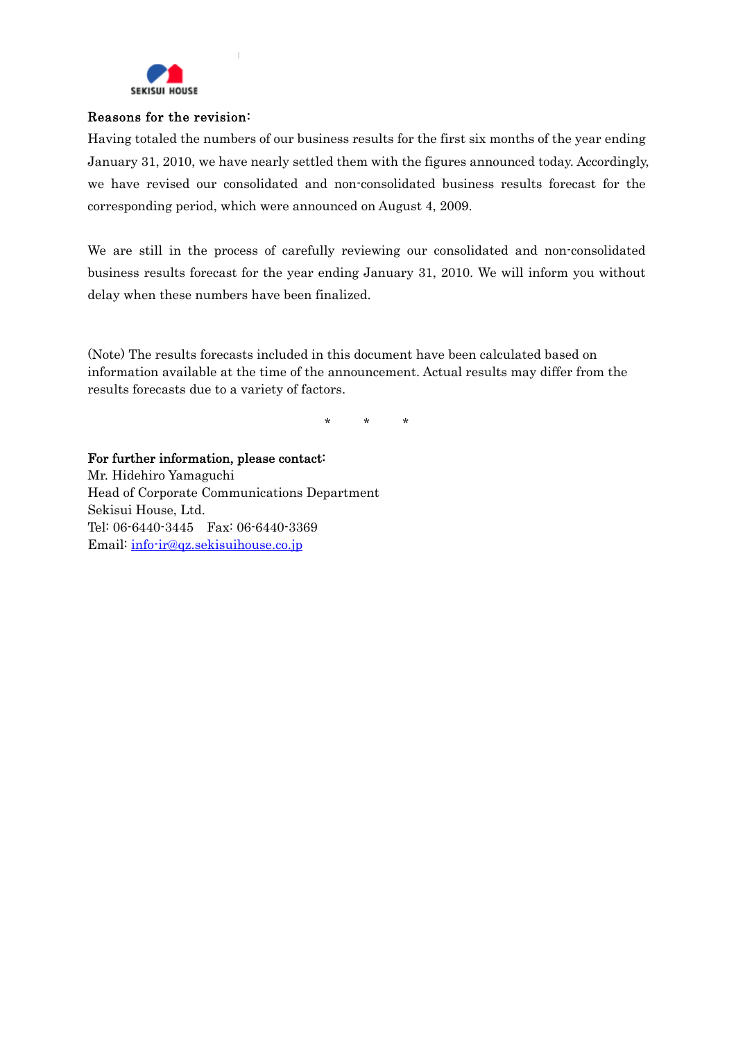Reasons for the revision:

Having totaled the numbers of our business results for the first six months of the year ending January 31, 2010, we have nearly settled them with the figures announced today. Accordingly, we have revised our consolidated and non-consolidated business results forecast for the corresponding period, which were announced on August 4, 2009.

We are still in the process of carefully reviewing our consolidated and non-consolidated business results forecast for the year ending January 31, 2010. We will inform you without delay when these numbers have been finalized.

(Note) The results forecasts included in this document have been calculated based on information available at the time of the announcement. Actual results may differ from the results forecasts due to a variety of factors.

\*　　\*　　\*

**For further information, please contact:**
Mr. Hidehiro Yamaguchi
Head of Corporate Communications Department
Sekisui House, Ltd.
Tel: 06-6440-3445　Fax: 06-6440-3369
Email: info-ir@qz.sekisuihouse.co.jp